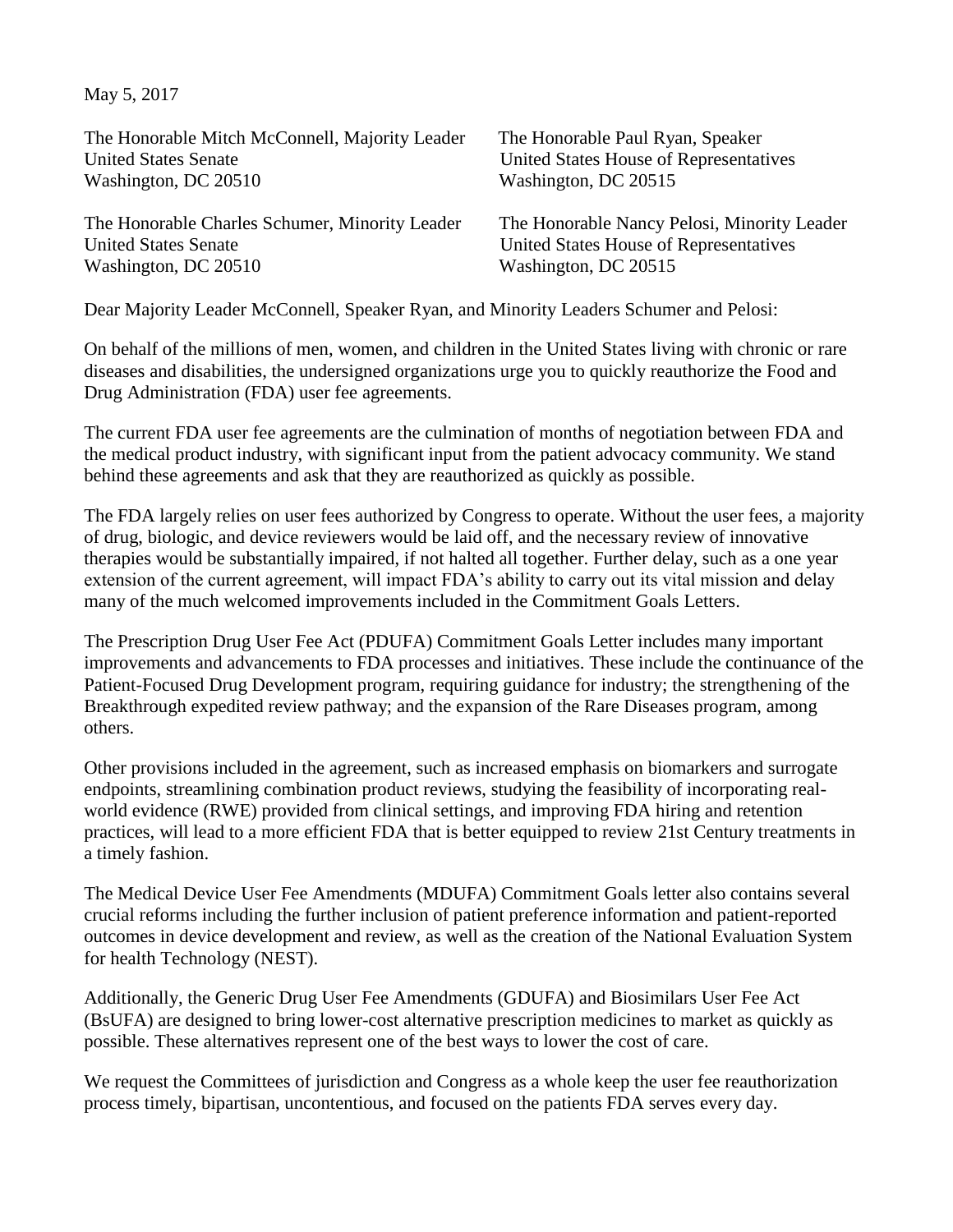May 5, 2017

The Honorable Mitch McConnell, Majority Leader
United States Senate
Washington, DC 20510

The Honorable Paul Ryan, Speaker
United States House of Representatives
Washington, DC 20515

The Honorable Charles Schumer, Minority Leader
United States Senate
Washington, DC 20510

The Honorable Nancy Pelosi, Minority Leader
United States House of Representatives
Washington, DC 20515

Dear Majority Leader McConnell, Speaker Ryan, and Minority Leaders Schumer and Pelosi:

On behalf of the millions of men, women, and children in the United States living with chronic or rare diseases and disabilities, the undersigned organizations urge you to quickly reauthorize the Food and Drug Administration (FDA) user fee agreements.

The current FDA user fee agreements are the culmination of months of negotiation between FDA and the medical product industry, with significant input from the patient advocacy community. We stand behind these agreements and ask that they are reauthorized as quickly as possible.

The FDA largely relies on user fees authorized by Congress to operate. Without the user fees, a majority of drug, biologic, and device reviewers would be laid off, and the necessary review of innovative therapies would be substantially impaired, if not halted all together. Further delay, such as a one year extension of the current agreement, will impact FDA's ability to carry out its vital mission and delay many of the much welcomed improvements included in the Commitment Goals Letters.

The Prescription Drug User Fee Act (PDUFA) Commitment Goals Letter includes many important improvements and advancements to FDA processes and initiatives. These include the continuance of the Patient-Focused Drug Development program, requiring guidance for industry; the strengthening of the Breakthrough expedited review pathway; and the expansion of the Rare Diseases program, among others.

Other provisions included in the agreement, such as increased emphasis on biomarkers and surrogate endpoints, streamlining combination product reviews, studying the feasibility of incorporating real-world evidence (RWE) provided from clinical settings, and improving FDA hiring and retention practices, will lead to a more efficient FDA that is better equipped to review 21st Century treatments in a timely fashion.

The Medical Device User Fee Amendments (MDUFA) Commitment Goals letter also contains several crucial reforms including the further inclusion of patient preference information and patient-reported outcomes in device development and review, as well as the creation of the National Evaluation System for health Technology (NEST).

Additionally, the Generic Drug User Fee Amendments (GDUFA) and Biosimilars User Fee Act (BsUFA) are designed to bring lower-cost alternative prescription medicines to market as quickly as possible. These alternatives represent one of the best ways to lower the cost of care.

We request the Committees of jurisdiction and Congress as a whole keep the user fee reauthorization process timely, bipartisan, uncontentious, and focused on the patients FDA serves every day.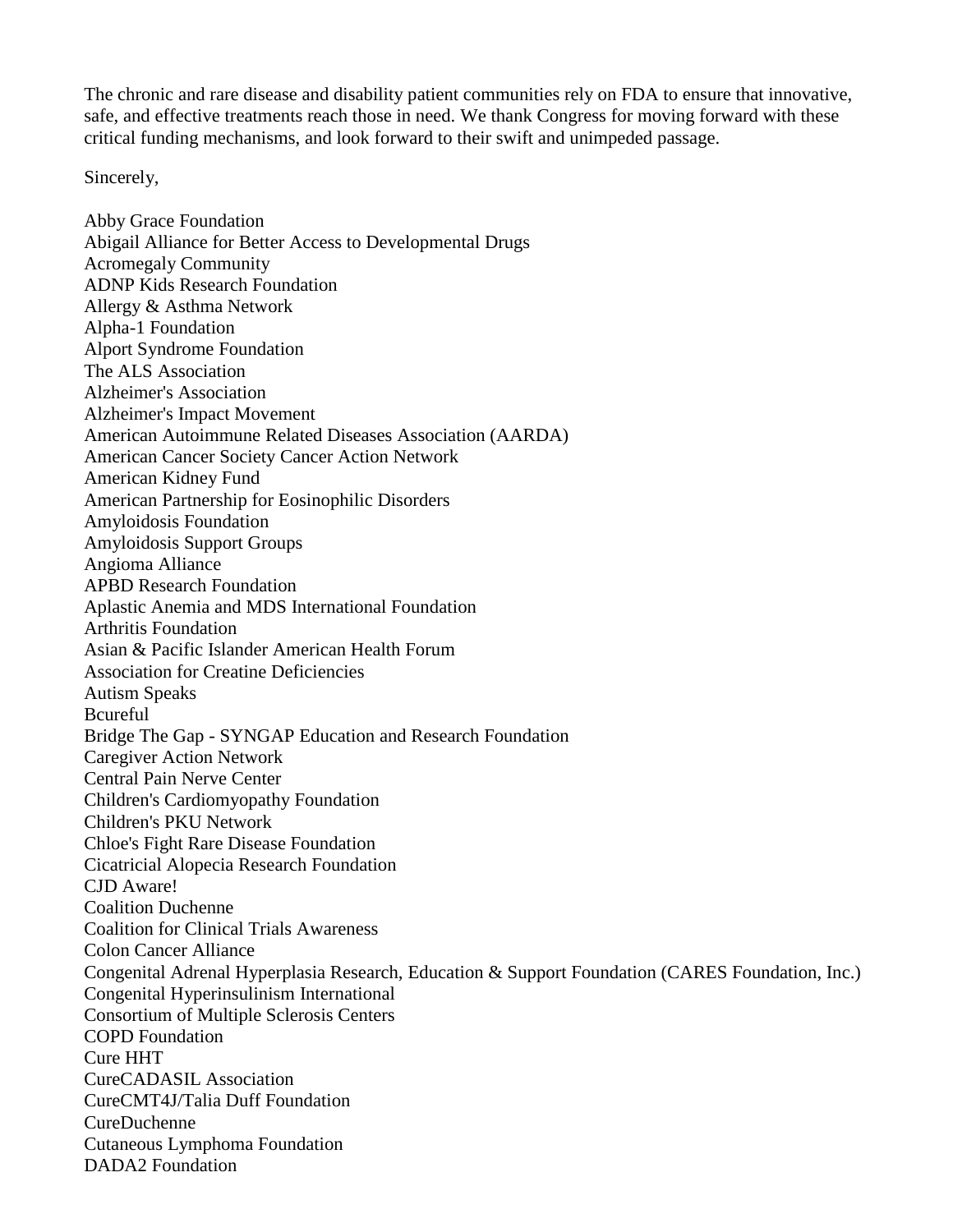The chronic and rare disease and disability patient communities rely on FDA to ensure that innovative, safe, and effective treatments reach those in need. We thank Congress for moving forward with these critical funding mechanisms, and look forward to their swift and unimpeded passage.

Sincerely,

Abby Grace Foundation
Abigail Alliance for Better Access to Developmental Drugs
Acromegaly Community
ADNP Kids Research Foundation
Allergy & Asthma Network
Alpha-1 Foundation
Alport Syndrome Foundation
The ALS Association
Alzheimer's Association
Alzheimer's Impact Movement
American Autoimmune Related Diseases Association (AARDA)
American Cancer Society Cancer Action Network
American Kidney Fund
American Partnership for Eosinophilic Disorders
Amyloidosis Foundation
Amyloidosis Support Groups
Angioma Alliance
APBD Research Foundation
Aplastic Anemia and MDS International Foundation
Arthritis Foundation
Asian & Pacific Islander American Health Forum
Association for Creatine Deficiencies
Autism Speaks
Bcureful
Bridge The Gap - SYNGAP Education and Research Foundation
Caregiver Action Network
Central Pain Nerve Center
Children's Cardiomyopathy Foundation
Children's PKU Network
Chloe's Fight Rare Disease Foundation
Cicatricial Alopecia Research Foundation
CJD Aware!
Coalition Duchenne
Coalition for Clinical Trials Awareness
Colon Cancer Alliance
Congenital Adrenal Hyperplasia Research, Education & Support Foundation (CARES Foundation, Inc.)
Congenital Hyperinsulinism International
Consortium of Multiple Sclerosis Centers
COPD Foundation
Cure HHT
CureCADASIL Association
CureCMT4J/Talia Duff Foundation
CureDuchenne
Cutaneous Lymphoma Foundation
DADA2 Foundation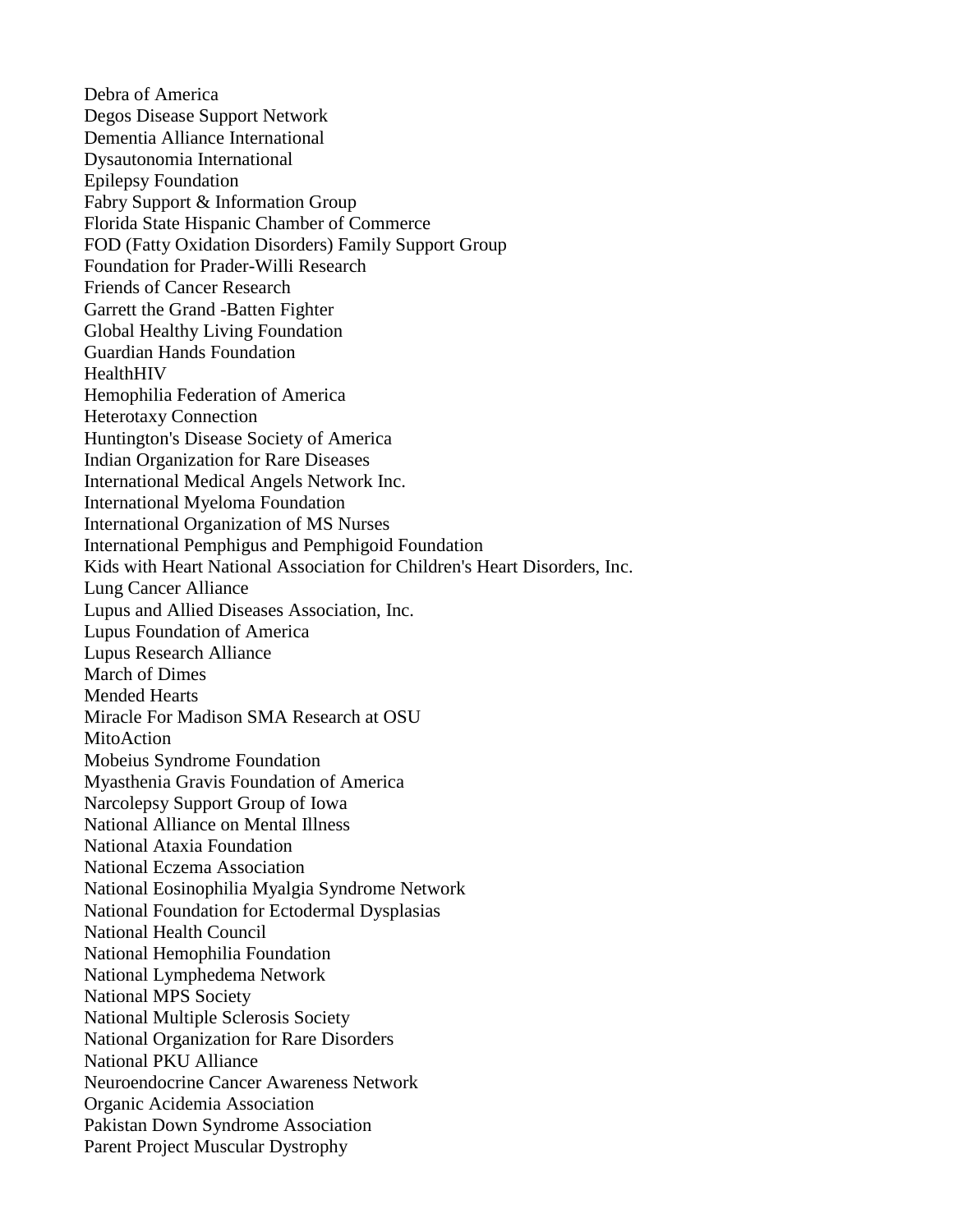Debra of America
Degos Disease Support Network
Dementia Alliance International
Dysautonomia International
Epilepsy Foundation
Fabry Support & Information Group
Florida State Hispanic Chamber of Commerce
FOD (Fatty Oxidation Disorders) Family Support Group
Foundation for Prader-Willi Research
Friends of Cancer Research
Garrett the Grand -Batten Fighter
Global Healthy Living Foundation
Guardian Hands Foundation
HealthHIV
Hemophilia Federation of America
Heterotaxy Connection
Huntington's Disease Society of America
Indian Organization for Rare Diseases
International Medical Angels Network Inc.
International Myeloma Foundation
International Organization of MS Nurses
International Pemphigus and Pemphigoid Foundation
Kids with Heart National Association for Children's Heart Disorders, Inc.
Lung Cancer Alliance
Lupus and Allied Diseases Association, Inc.
Lupus Foundation of America
Lupus Research Alliance
March of Dimes
Mended Hearts
Miracle For Madison SMA Research at OSU
MitoAction
Mobeius Syndrome Foundation
Myasthenia Gravis Foundation of America
Narcolepsy Support Group of Iowa
National Alliance on Mental Illness
National Ataxia Foundation
National Eczema Association
National Eosinophilia Myalgia Syndrome Network
National Foundation for Ectodermal Dysplasias
National Health Council
National Hemophilia Foundation
National Lymphedema Network
National MPS Society
National Multiple Sclerosis Society
National Organization for Rare Disorders
National PKU Alliance
Neuroendocrine Cancer Awareness Network
Organic Acidemia Association
Pakistan Down Syndrome Association
Parent Project Muscular Dystrophy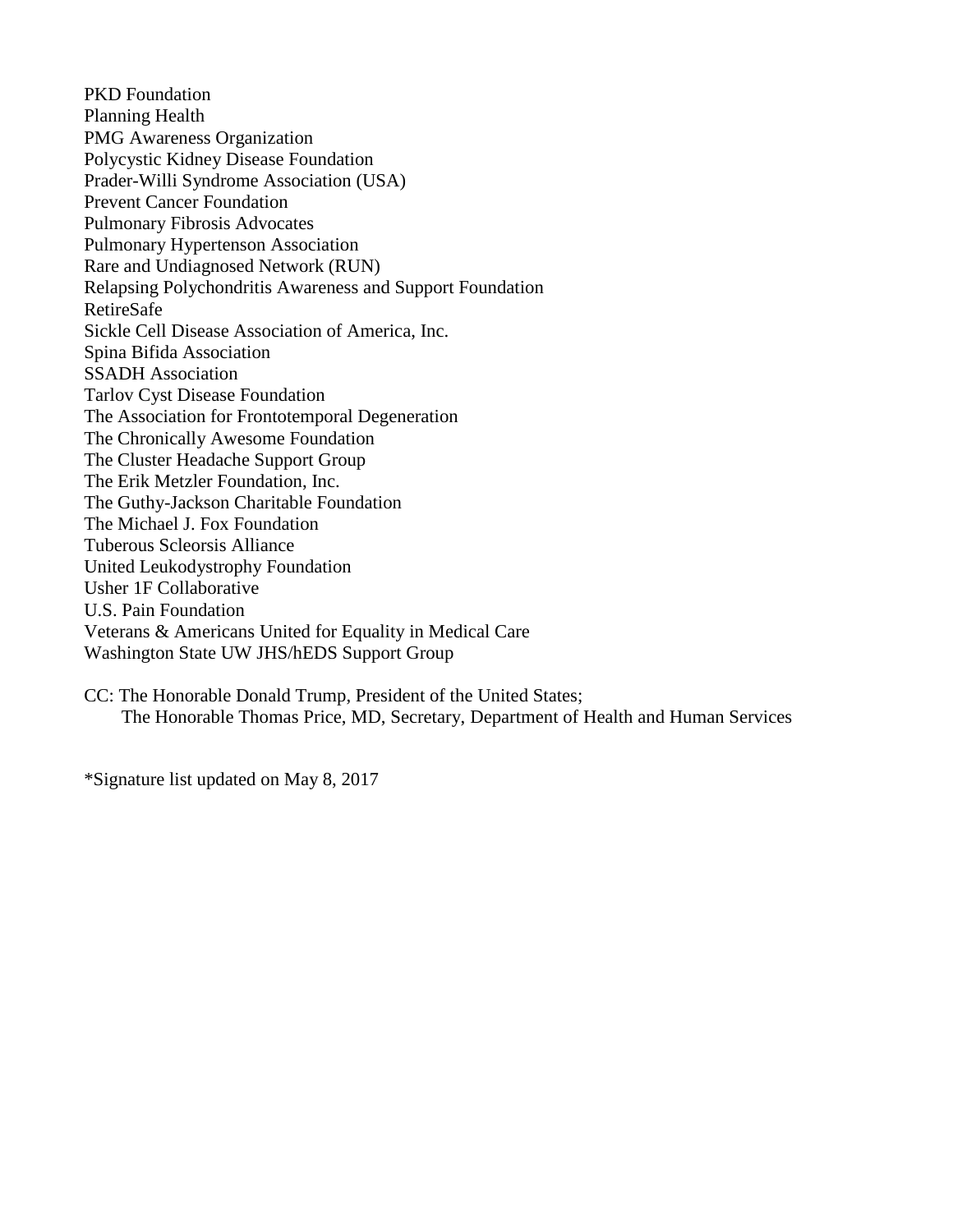PKD Foundation
Planning Health
PMG Awareness Organization
Polycystic Kidney Disease Foundation
Prader-Willi Syndrome Association (USA)
Prevent Cancer Foundation
Pulmonary Fibrosis Advocates
Pulmonary Hypertenson Association
Rare and Undiagnosed Network (RUN)
Relapsing Polychondritis Awareness and Support Foundation
RetireSafe
Sickle Cell Disease Association of America, Inc.
Spina Bifida Association
SSADH Association
Tarlov Cyst Disease Foundation
The Association for Frontotemporal Degeneration
The Chronically Awesome Foundation
The Cluster Headache Support Group
The Erik Metzler Foundation, Inc.
The Guthy-Jackson Charitable Foundation
The Michael J. Fox Foundation
Tuberous Scleorsis Alliance
United Leukodystrophy Foundation
Usher 1F Collaborative
U.S. Pain Foundation
Veterans & Americans United for Equality in Medical Care
Washington State UW JHS/hEDS Support Group

CC: The Honorable Donald Trump, President of the United States;
The Honorable Thomas Price, MD, Secretary, Department of Health and Human Services

*Signature list updated on May 8, 2017